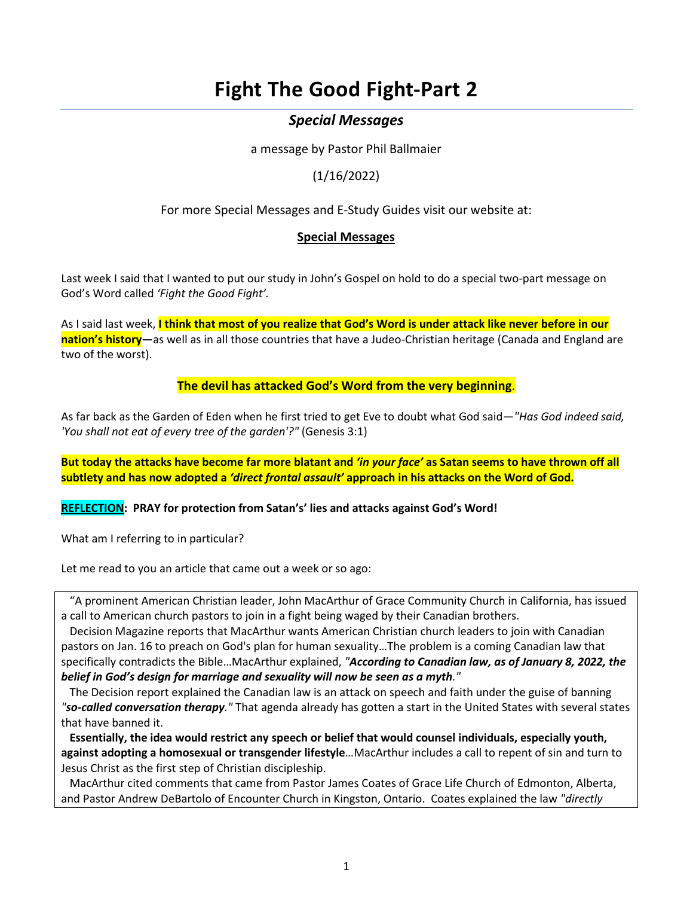# Fight The Good Fight-Part 2

### *Special Messages*

a message by Pastor Phil Ballmaier

(1/16/2022)

For more Special Messages and E-Study Guides visit our website at:

**Special Messages**

Last week I said that I wanted to put our study in John's Gospel on hold to do a special two-part message on God's Word called *'Fight the Good Fight'.*

As I said last week, **I think that most of you realize that God's Word is under attack like never before in our nation's history—**as well as in all those countries that have a Judeo-Christian heritage (Canada and England are two of the worst).

**The devil has attacked God's Word from the very beginning**.

As far back as the Garden of Eden when he first tried to get Eve to doubt what God said—*"Has God indeed said, 'You shall not eat of every tree of the garden'?"* (Genesis 3:1)

**But today the attacks have become far more blatant and *'in your face'* as Satan seems to have thrown off all subtlety and has now adopted a *'direct frontal assault'* approach in his attacks on the Word of God.**

**REFLECTION: PRAY for protection from Satan's' lies and attacks against God's Word!**

What am I referring to in particular?

Let me read to you an article that came out a week or so ago:

"A prominent American Christian leader, John MacArthur of Grace Community Church in California, has issued a call to American church pastors to join in a fight being waged by their Canadian brothers.

Decision Magazine reports that MacArthur wants American Christian church leaders to join with Canadian pastors on Jan. 16 to preach on God's plan for human sexuality…The problem is a coming Canadian law that specifically contradicts the Bible…MacArthur explained, *"**According to Canadian law, as of January 8, 2022, the belief in God's design for marriage and sexuality will now be seen as a myth**."*

The Decision report explained the Canadian law is an attack on speech and faith under the guise of banning *"**so-called conversation therapy**."* That agenda already has gotten a start in the United States with several states that have banned it.

**Essentially, the idea would restrict any speech or belief that would counsel individuals, especially youth, against adopting a homosexual or transgender lifestyle**…MacArthur includes a call to repent of sin and turn to Jesus Christ as the first step of Christian discipleship.

MacArthur cited comments that came from Pastor James Coates of Grace Life Church of Edmonton, Alberta, and Pastor Andrew DeBartolo of Encounter Church in Kingston, Ontario. Coates explained the law *"directly*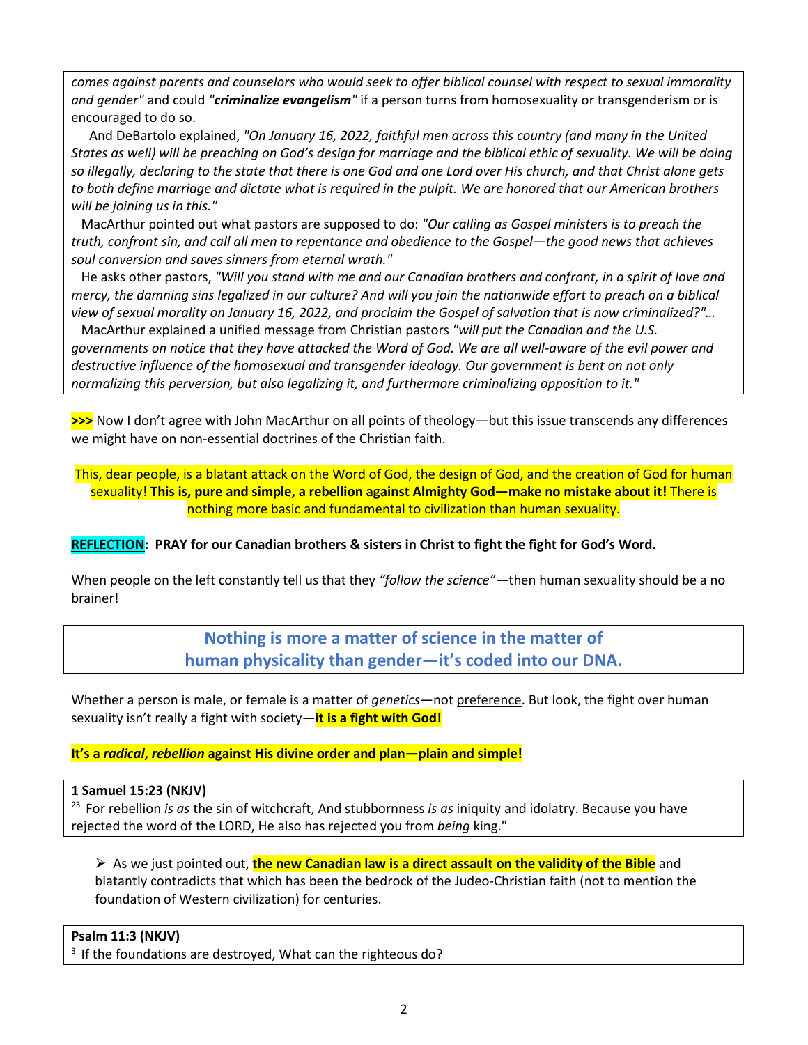*comes against parents and counselors who would seek to offer biblical counsel with respect to sexual immorality and gender"* and could *"**criminalize evangelism**"* if a person turns from homosexuality or transgenderism or is encouraged to do so.

And DeBartolo explained, *"On January 16, 2022, faithful men across this country (and many in the United States as well) will be preaching on God's design for marriage and the biblical ethic of sexuality. We will be doing so illegally, declaring to the state that there is one God and one Lord over His church, and that Christ alone gets to both define marriage and dictate what is required in the pulpit. We are honored that our American brothers will be joining us in this."*

MacArthur pointed out what pastors are supposed to do: *"Our calling as Gospel ministers is to preach the truth, confront sin, and call all men to repentance and obedience to the Gospel—the good news that achieves soul conversion and saves sinners from eternal wrath."*

He asks other pastors, *"Will you stand with me and our Canadian brothers and confront, in a spirit of love and mercy, the damning sins legalized in our culture? And will you join the nationwide effort to preach on a biblical view of sexual morality on January 16, 2022, and proclaim the Gospel of salvation that is now criminalized?"…*

MacArthur explained a unified message from Christian pastors *"will put the Canadian and the U.S. governments on notice that they have attacked the Word of God. We are all well-aware of the evil power and destructive influence of the homosexual and transgender ideology. Our government is bent on not only normalizing this perversion, but also legalizing it, and furthermore criminalizing opposition to it."*

**>>>** Now I don't agree with John MacArthur on all points of theology—but this issue transcends any differences we might have on non-essential doctrines of the Christian faith.

This, dear people, is a blatant attack on the Word of God, the design of God, and the creation of God for human sexuality! **This is, pure and simple, a rebellion against Almighty God—make no mistake about it!** There is nothing more basic and fundamental to civilization than human sexuality.

**REFLECTION: PRAY for our Canadian brothers & sisters in Christ to fight the fight for God's Word.**

When people on the left constantly tell us that they *"follow the science"*—then human sexuality should be a no brainer!

**Nothing is more a matter of science in the matter of human physicality than gender—it's coded into our DNA.**

Whether a person is male, or female is a matter of *genetics*—not preference. But look, the fight over human sexuality isn't really a fight with society—**it is a fight with God!**

**It's a *radical, rebellion* against His divine order and plan—plain and simple!**

**1 Samuel 15:23 (NKJV)**
[23] For rebellion *is as* the sin of witchcraft, And stubbornness *is as* iniquity and idolatry. Because you have rejected the word of the LORD, He also has rejected you from *being* king."

- As we just pointed out, **the new Canadian law is a direct assault on the validity of the Bible** and blatantly contradicts that which has been the bedrock of the Judeo-Christian faith (not to mention the foundation of Western civilization) for centuries.

**Psalm 11:3 (NKJV)**
[3] If the foundations are destroyed, What can the righteous do?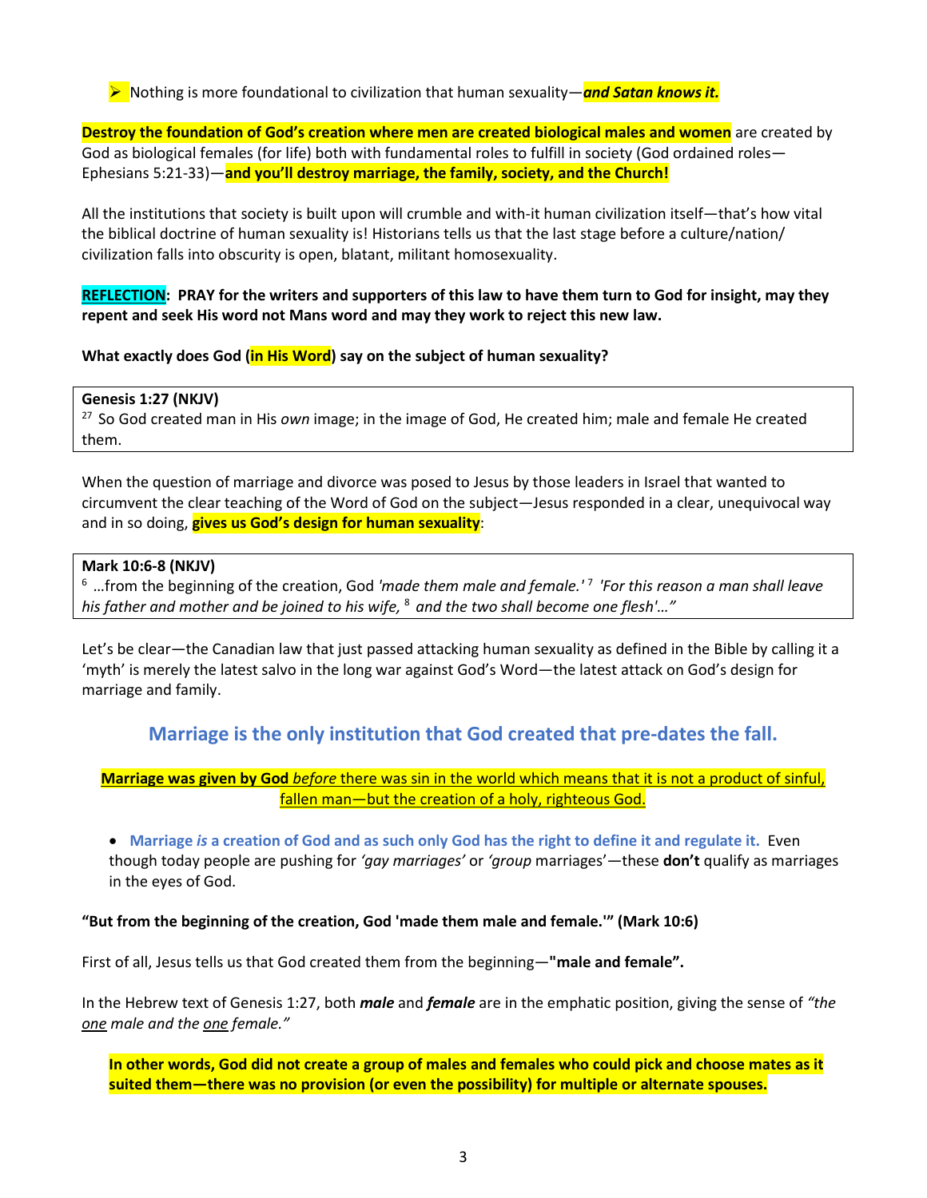- Nothing is more foundational to civilization that human sexuality—***and Satan knows it.***

**Destroy the foundation of God's creation where men are created biological males and women** are created by God as biological females (for life) both with fundamental roles to fulfill in society (God ordained roles—Ephesians 5:21-33)—**and you'll destroy marriage, the family, society, and the Church!**

All the institutions that society is built upon will crumble and with-it human civilization itself—that's how vital the biblical doctrine of human sexuality is! Historians tells us that the last stage before a culture/nation/ civilization falls into obscurity is open, blatant, militant homosexuality.

**REFLECTION: PRAY for the writers and supporters of this law to have them turn to God for insight, may they repent and seek His word not Mans word and may they work to reject this new law.**

**What exactly does God (in His Word) say on the subject of human sexuality?**

> **Genesis 1:27 (NKJV)**
> 27 So God created man in His *own* image; in the image of God, He created him; male and female He created them.

When the question of marriage and divorce was posed to Jesus by those leaders in Israel that wanted to circumvent the clear teaching of the Word of God on the subject—Jesus responded in a clear, unequivocal way and in so doing, **gives us God's design for human sexuality**:

> **Mark 10:6-8 (NKJV)**
> 6 …from the beginning of the creation, God *'made them male and female.'* 7 *'For this reason a man shall leave his father and mother and be joined to his wife,* 8 *and the two shall become one flesh'…"*

Let's be clear—the Canadian law that just passed attacking human sexuality as defined in the Bible by calling it a 'myth' is merely the latest salvo in the long war against God's Word—the latest attack on God's design for marriage and family.

## Marriage is the only institution that God created that pre-dates the fall.

**Marriage was given by God** *before* there was sin in the world which means that it is not a product of sinful, fallen man—but the creation of a holy, righteous God.

- **Marriage *is* a creation of God and as such only God has the right to define it and regulate it.** Even though today people are pushing for *'gay marriages'* or *'group* marriages'—these **don't** qualify as marriages in the eyes of God.

**"But from the beginning of the creation, God 'made them male and female.'" (Mark 10:6)**

First of all, Jesus tells us that God created them from the beginning—**"male and female".**

In the Hebrew text of Genesis 1:27, both ***male*** and ***female*** are in the emphatic position, giving the sense of *"the one male and the one female."*

**In other words, God did not create a group of males and females who could pick and choose mates as it suited them—there was no provision (or even the possibility) for multiple or alternate spouses.**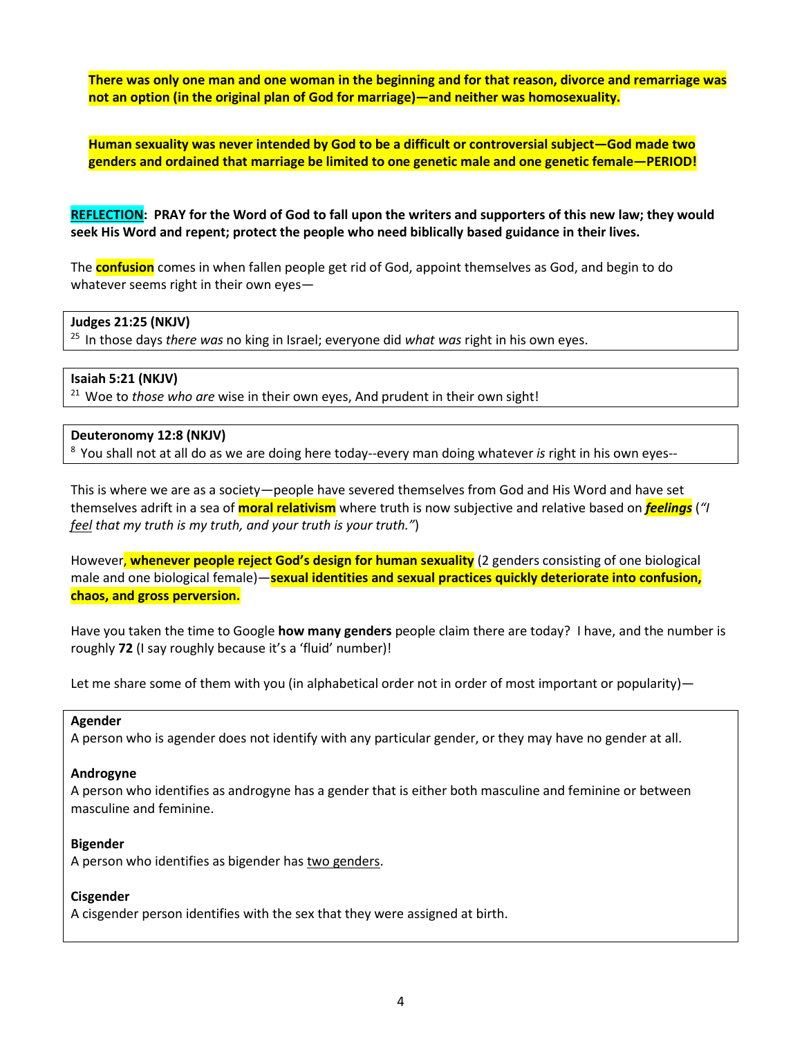**There was only one man and one woman in the beginning and for that reason, divorce and remarriage was not an option (in the original plan of God for marriage)—and neither was homosexuality.**

**Human sexuality was never intended by God to be a difficult or controversial subject—God made two genders and ordained that marriage be limited to one genetic male and one genetic female—PERIOD!**

**REFLECTION: PRAY for the Word of God to fall upon the writers and supporters of this new law; they would seek His Word and repent; protect the people who need biblically based guidance in their lives.**

The **confusion** comes in when fallen people get rid of God, appoint themselves as God, and begin to do whatever seems right in their own eyes—

> **Judges 21:25 (NKJV)**
> [25] In those days *there was* no king in Israel; everyone did *what was* right in his own eyes.

> **Isaiah 5:21 (NKJV)**
> [21] Woe to *those who are* wise in their own eyes, And prudent in their own sight!

> **Deuteronomy 12:8 (NKJV)**
> [8] You shall not at all do as we are doing here today--every man doing whatever *is* right in his own eyes--

This is where we are as a society—people have severed themselves from God and His Word and have set themselves adrift in a sea of **moral relativism** where truth is now subjective and relative based on ***feelings*** (*"I feel that my truth is my truth, and your truth is your truth."*)

However, **whenever people reject God's design for human sexuality** (2 genders consisting of one biological male and one biological female)—**sexual identities and sexual practices quickly deteriorate into confusion, chaos, and gross perversion.**

Have you taken the time to Google **how many genders** people claim there are today? I have, and the number is roughly **72** (I say roughly because it's a 'fluid' number)!

Let me share some of them with you (in alphabetical order not in order of most important or popularity)—

> **Agender**
> A person who is agender does not identify with any particular gender, or they may have no gender at all.
>
> **Androgyne**
> A person who identifies as androgyne has a gender that is either both masculine and feminine or between masculine and feminine.
>
> **Bigender**
> A person who identifies as bigender has two genders.
>
> **Cisgender**
> A cisgender person identifies with the sex that they were assigned at birth.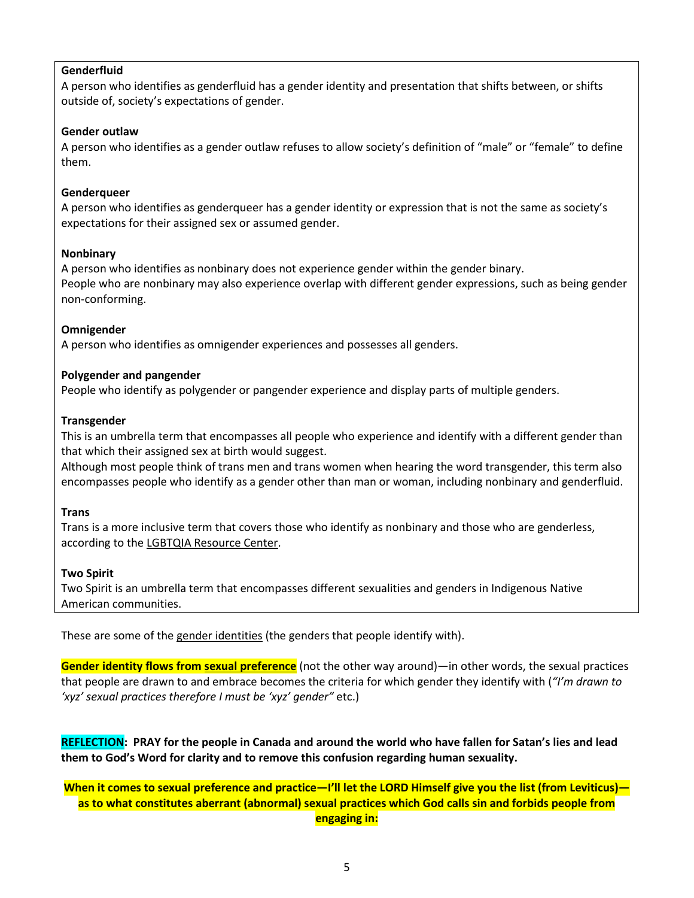**Genderfluid**
A person who identifies as genderfluid has a gender identity and presentation that shifts between, or shifts outside of, society's expectations of gender.

**Gender outlaw**
A person who identifies as a gender outlaw refuses to allow society's definition of "male" or "female" to define them.

**Genderqueer**
A person who identifies as genderqueer has a gender identity or expression that is not the same as society's expectations for their assigned sex or assumed gender.

**Nonbinary**
A person who identifies as nonbinary does not experience gender within the gender binary.
People who are nonbinary may also experience overlap with different gender expressions, such as being gender non-conforming.

**Omnigender**
A person who identifies as omnigender experiences and possesses all genders.

**Polygender and pangender**
People who identify as polygender or pangender experience and display parts of multiple genders.

**Transgender**
This is an umbrella term that encompasses all people who experience and identify with a different gender than that which their assigned sex at birth would suggest.
Although most people think of trans men and trans women when hearing the word transgender, this term also encompasses people who identify as a gender other than man or woman, including nonbinary and genderfluid.

**Trans**
Trans is a more inclusive term that covers those who identify as nonbinary and those who are genderless, according to the LGBTQIA Resource Center.

**Two Spirit**
Two Spirit is an umbrella term that encompasses different sexualities and genders in Indigenous Native American communities.

These are some of the gender identities (the genders that people identify with).

**Gender identity flows from sexual preference** (not the other way around)—in other words, the sexual practices that people are drawn to and embrace becomes the criteria for which gender they identify with (*"I'm drawn to 'xyz' sexual practices therefore I must be 'xyz' gender"* etc.)

**REFLECTION: PRAY for the people in Canada and around the world who have fallen for Satan's lies and lead them to God's Word for clarity and to remove this confusion regarding human sexuality.**

**When it comes to sexual preference and practice—I'll let the LORD Himself give you the list (from Leviticus)—as to what constitutes aberrant (abnormal) sexual practices which God calls sin and forbids people from engaging in:**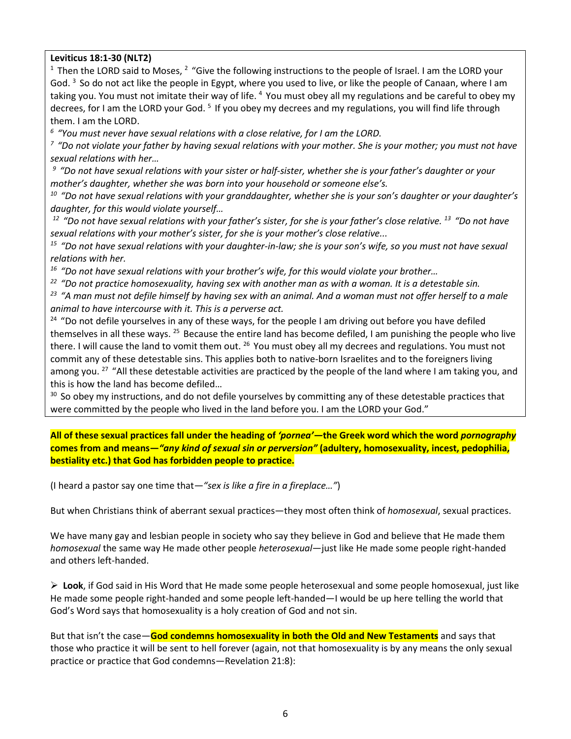**Leviticus 18:1-30 (NLT2)**

[1] Then the LORD said to Moses, [2] "Give the following instructions to the people of Israel. I am the LORD your God. [3] So do not act like the people in Egypt, where you used to live, or like the people of Canaan, where I am taking you. You must not imitate their way of life. [4] You must obey all my regulations and be careful to obey my decrees, for I am the LORD your God. [5] If you obey my decrees and my regulations, you will find life through them. I am the LORD.

*[6] "You must never have sexual relations with a close relative, for I am the LORD.*

*[7] "Do not violate your father by having sexual relations with your mother. She is your mother; you must not have sexual relations with her…*

*[9] "Do not have sexual relations with your sister or half-sister, whether she is your father's daughter or your mother's daughter, whether she was born into your household or someone else's.*

*[10] "Do not have sexual relations with your granddaughter, whether she is your son's daughter or your daughter's daughter, for this would violate yourself…*

*[12] "Do not have sexual relations with your father's sister, for she is your father's close relative. [13] "Do not have sexual relations with your mother's sister, for she is your mother's close relative...*

*[15] "Do not have sexual relations with your daughter-in-law; she is your son's wife, so you must not have sexual relations with her.*

*[16] "Do not have sexual relations with your brother's wife, for this would violate your brother…*

*[22] "Do not practice homosexuality, having sex with another man as with a woman. It is a detestable sin.*

*[23] "A man must not defile himself by having sex with an animal. And a woman must not offer herself to a male animal to have intercourse with it. This is a perverse act.*

[24] "Do not defile yourselves in any of these ways, for the people I am driving out before you have defiled themselves in all these ways. [25] Because the entire land has become defiled, I am punishing the people who live there. I will cause the land to vomit them out. [26] You must obey all my decrees and regulations. You must not commit any of these detestable sins. This applies both to native-born Israelites and to the foreigners living among you. [27] "All these detestable activities are practiced by the people of the land where I am taking you, and this is how the land has become defiled…

[30] So obey my instructions, and do not defile yourselves by committing any of these detestable practices that were committed by the people who lived in the land before you. I am the LORD your God."

**All of these sexual practices fall under the heading of *'pornea'*—the Greek word which the word *pornography* comes from and means—*"any kind of sexual sin or perversion"* (adultery, homosexuality, incest, pedophilia, bestiality etc.) that God has forbidden people to practice.**

(I heard a pastor say one time that—*"sex is like a fire in a fireplace…"*)

But when Christians think of aberrant sexual practices—they most often think of *homosexual*, sexual practices.

We have many gay and lesbian people in society who say they believe in God and believe that He made them *homosexual* the same way He made other people *heterosexual*—just like He made some people right-handed and others left-handed.

- **Look**, if God said in His Word that He made some people heterosexual and some people homosexual, just like He made some people right-handed and some people left-handed—I would be up here telling the world that God's Word says that homosexuality is a holy creation of God and not sin.

But that isn't the case—**God condemns homosexuality in both the Old and New Testaments** and says that those who practice it will be sent to hell forever (again, not that homosexuality is by any means the only sexual practice or practice that God condemns—Revelation 21:8):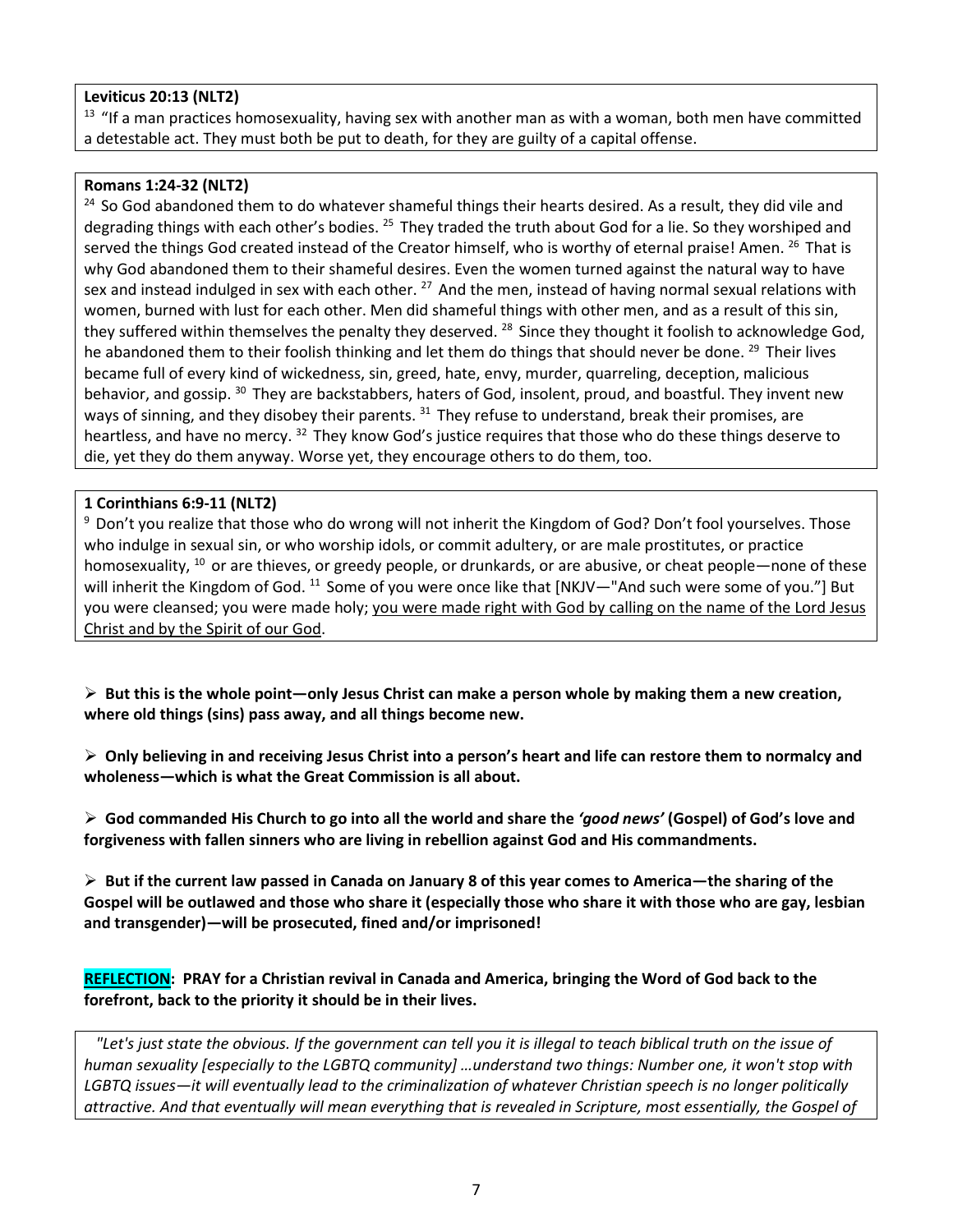**Leviticus 20:13 (NLT2)**

[13] "If a man practices homosexuality, having sex with another man as with a woman, both men have committed a detestable act. They must both be put to death, for they are guilty of a capital offense.

**Romans 1:24-32 (NLT2)**

[24] So God abandoned them to do whatever shameful things their hearts desired. As a result, they did vile and degrading things with each other's bodies. [25] They traded the truth about God for a lie. So they worshiped and served the things God created instead of the Creator himself, who is worthy of eternal praise! Amen. [26] That is why God abandoned them to their shameful desires. Even the women turned against the natural way to have sex and instead indulged in sex with each other. [27] And the men, instead of having normal sexual relations with women, burned with lust for each other. Men did shameful things with other men, and as a result of this sin, they suffered within themselves the penalty they deserved. [28] Since they thought it foolish to acknowledge God, he abandoned them to their foolish thinking and let them do things that should never be done. [29] Their lives became full of every kind of wickedness, sin, greed, hate, envy, murder, quarreling, deception, malicious behavior, and gossip. [30] They are backstabbers, haters of God, insolent, proud, and boastful. They invent new ways of sinning, and they disobey their parents. [31] They refuse to understand, break their promises, are heartless, and have no mercy. [32] They know God's justice requires that those who do these things deserve to die, yet they do them anyway. Worse yet, they encourage others to do them, too.

**1 Corinthians 6:9-11 (NLT2)**

[9] Don't you realize that those who do wrong will not inherit the Kingdom of God? Don't fool yourselves. Those who indulge in sexual sin, or who worship idols, or commit adultery, or are male prostitutes, or practice homosexuality, [10] or are thieves, or greedy people, or drunkards, or are abusive, or cheat people—none of these will inherit the Kingdom of God. [11] Some of you were once like that [NKJV—"And such were some of you."] But you were cleansed; you were made holy; <u>you were made right with God by calling on the name of the Lord Jesus Christ and by the Spirit of our God</u>.

- **But this is the whole point—only Jesus Christ can make a person whole by making them a new creation, where old things (sins) pass away, and all things become new.**

- **Only believing in and receiving Jesus Christ into a person's heart and life can restore them to normalcy and wholeness—which is what the Great Commission is all about.**

- **God commanded His Church to go into all the world and share the *'good news'* (Gospel) of God's love and forgiveness with fallen sinners who are living in rebellion against God and His commandments.**

- **But if the current law passed in Canada on January 8 of this year comes to America—the sharing of the Gospel will be outlawed and those who share it (especially those who share it with those who are gay, lesbian and transgender)—will be prosecuted, fined and/or imprisoned!**

**REFLECTION: PRAY for a Christian revival in Canada and America, bringing the Word of God back to the forefront, back to the priority it should be in their lives.**

*"Let's just state the obvious. If the government can tell you it is illegal to teach biblical truth on the issue of human sexuality [especially to the LGBTQ community] …understand two things: Number one, it won't stop with LGBTQ issues—it will eventually lead to the criminalization of whatever Christian speech is no longer politically attractive. And that eventually will mean everything that is revealed in Scripture, most essentially, the Gospel of*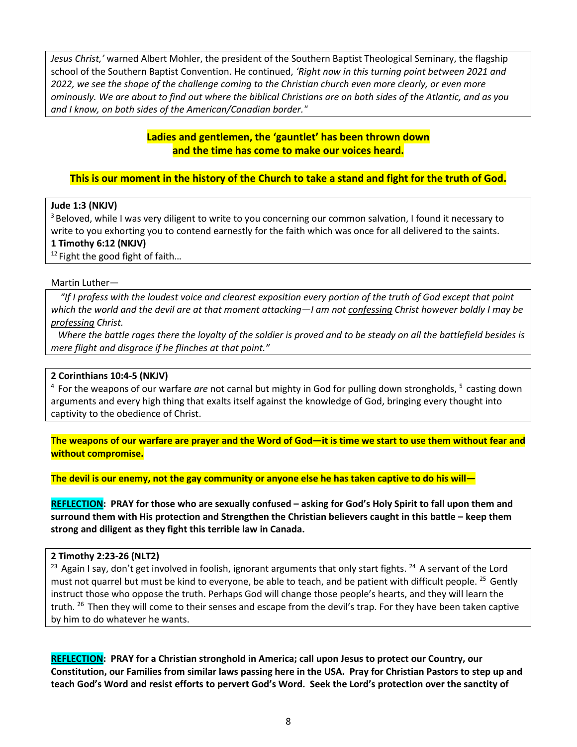*Jesus Christ,'* warned Albert Mohler, the president of the Southern Baptist Theological Seminary, the flagship school of the Southern Baptist Convention. He continued, *'Right now in this turning point between 2021 and 2022, we see the shape of the challenge coming to the Christian church even more clearly, or even more ominously. We are about to find out where the biblical Christians are on both sides of the Atlantic, and as you and I know, on both sides of the American/Canadian border."*

**Ladies and gentlemen, the 'gauntlet' has been thrown down and the time has come to make our voices heard.**

**This is our moment in the history of the Church to take a stand and fight for the truth of God.**

**Jude 1:3 (NKJV)**

[3] Beloved, while I was very diligent to write to you concerning our common salvation, I found it necessary to write to you exhorting you to contend earnestly for the faith which was once for all delivered to the saints.

**1 Timothy 6:12 (NKJV)**

[12] Fight the good fight of faith…

Martin Luther—

*"If I profess with the loudest voice and clearest exposition every portion of the truth of God except that point which the world and the devil are at that moment attacking—I am not confessing Christ however boldly I may be professing Christ.*

*Where the battle rages there the loyalty of the soldier is proved and to be steady on all the battlefield besides is mere flight and disgrace if he flinches at that point."*

**2 Corinthians 10:4-5 (NKJV)**

[4] For the weapons of our warfare *are* not carnal but mighty in God for pulling down strongholds, [5] casting down arguments and every high thing that exalts itself against the knowledge of God, bringing every thought into captivity to the obedience of Christ.

**The weapons of our warfare are prayer and the Word of God—it is time we start to use them without fear and without compromise.**

**The devil is our enemy, not the gay community or anyone else he has taken captive to do his will—**

**REFLECTION: PRAY for those who are sexually confused – asking for God's Holy Spirit to fall upon them and surround them with His protection and Strengthen the Christian believers caught in this battle – keep them strong and diligent as they fight this terrible law in Canada.**

**2 Timothy 2:23-26 (NLT2)**

[23] Again I say, don't get involved in foolish, ignorant arguments that only start fights. [24] A servant of the Lord must not quarrel but must be kind to everyone, be able to teach, and be patient with difficult people. [25] Gently instruct those who oppose the truth. Perhaps God will change those people's hearts, and they will learn the truth. [26] Then they will come to their senses and escape from the devil's trap. For they have been taken captive by him to do whatever he wants.

**REFLECTION: PRAY for a Christian stronghold in America; call upon Jesus to protect our Country, our Constitution, our Families from similar laws passing here in the USA. Pray for Christian Pastors to step up and teach God's Word and resist efforts to pervert God's Word. Seek the Lord's protection over the sanctity of**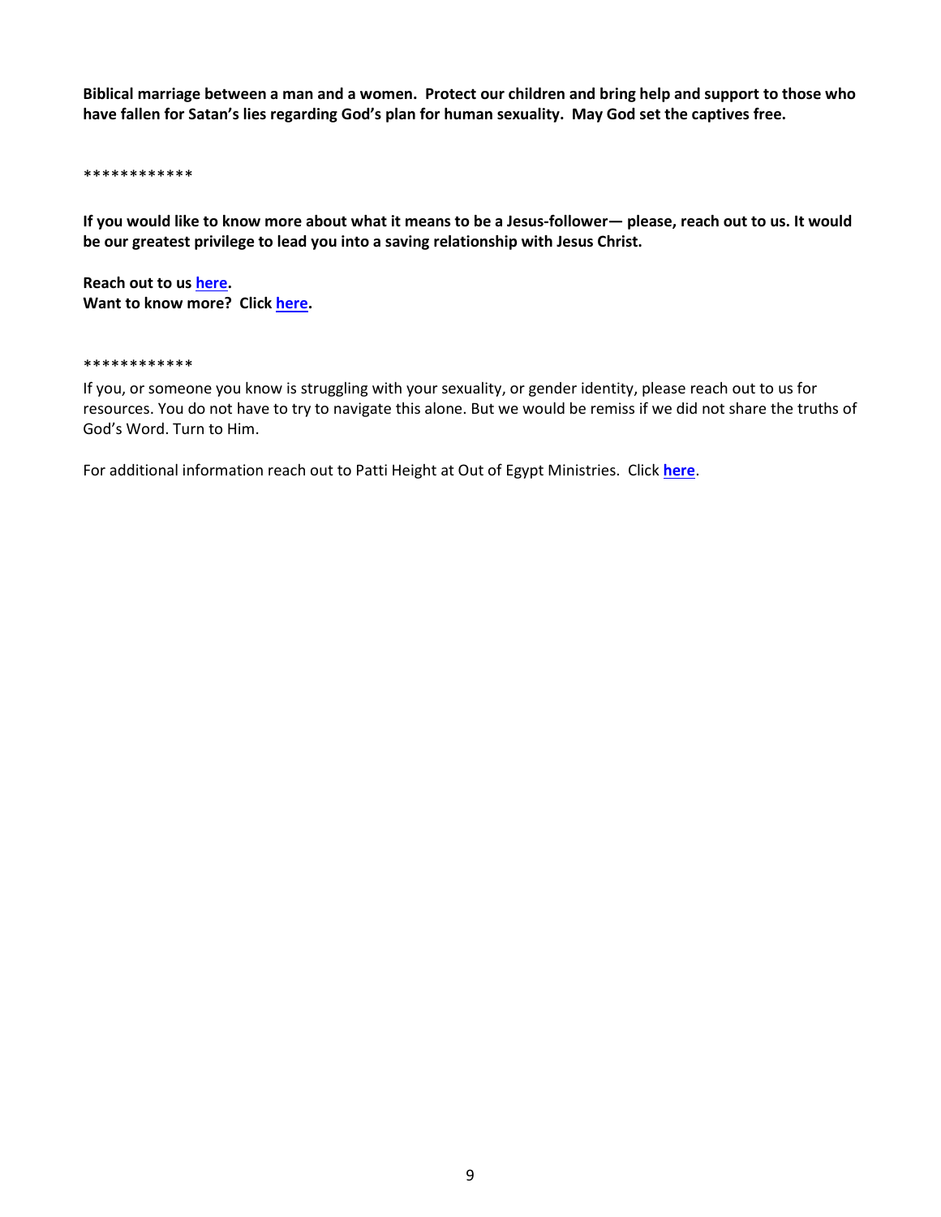**Biblical marriage between a man and a women. Protect our children and bring help and support to those who have fallen for Satan's lies regarding God's plan for human sexuality. May God set the captives free.**

************

**If you would like to know more about what it means to be a Jesus-follower— please, reach out to us. It would be our greatest privilege to lead you into a saving relationship with Jesus Christ.**

**Reach out to us here.**
**Want to know more? Click here.**

************

If you, or someone you know is struggling with your sexuality, or gender identity, please reach out to us for resources. You do not have to try to navigate this alone. But we would be remiss if we did not share the truths of God's Word. Turn to Him.

For additional information reach out to Patti Height at Out of Egypt Ministries. Click **here**.